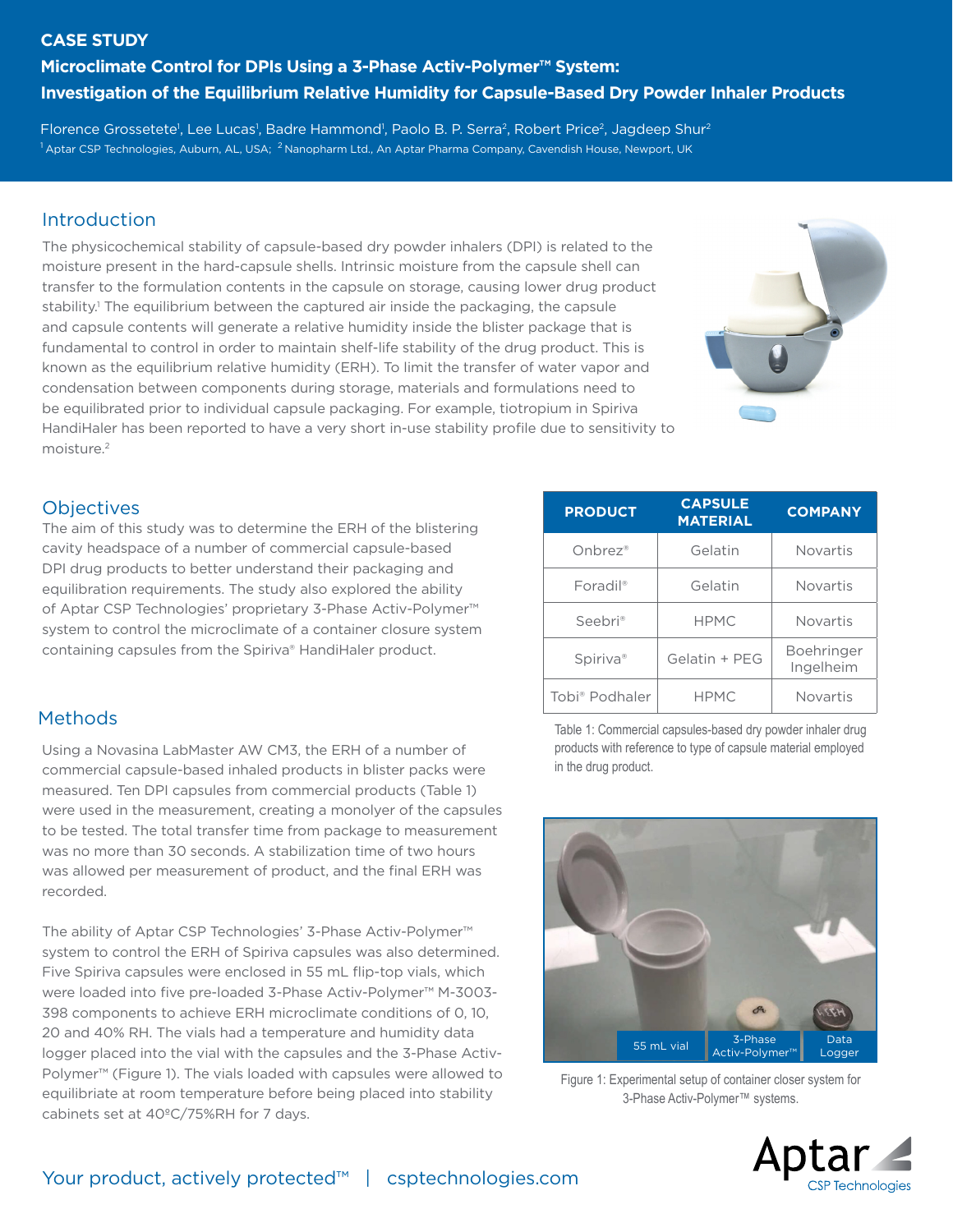CASE STUDY

# Microclimate Control for DPIs Using a 3-Phase Activ-Polymer™ System: Investigation of the Equilibrium Relative Humidity for Capsule-Based Dry Powder Inhaler Products

Florence Grossetete[1], Lee Lucas[1], Badre Hammond[1], Paolo B. P. Serra[2], Robert Price[2], Jagdeep Shur[2]

[1] Aptar CSP Technologies, Auburn, AL, USA; [2] Nanopharm Ltd., An Aptar Pharma Company, Cavendish House, Newport, UK

## Introduction

The physicochemical stability of capsule-based dry powder inhalers (DPI) is related to the moisture present in the hard-capsule shells. Intrinsic moisture from the capsule shell can transfer to the formulation contents in the capsule on storage, causing lower drug product stability.[1] The equilibrium between the captured air inside the packaging, the capsule and capsule contents will generate a relative humidity inside the blister package that is fundamental to control in order to maintain shelf-life stability of the drug product. This is known as the equilibrium relative humidity (ERH). To limit the transfer of water vapor and condensation between components during storage, materials and formulations need to be equilibrated prior to individual capsule packaging. For example, tiotropium in Spiriva HandiHaler has been reported to have a very short in-use stability profile due to sensitivity to moisture.[2]

## Objectives

The aim of this study was to determine the ERH of the blistering cavity headspace of a number of commercial capsule-based DPI drug products to better understand their packaging and equilibration requirements. The study also explored the ability of Aptar CSP Technologies' proprietary 3-Phase Activ-Polymer™ system to control the microclimate of a container closure system containing capsules from the Spiriva® HandiHaler product.

| PRODUCT | CAPSULE MATERIAL | COMPANY |
|---|---|---|
| Onbrez® | Gelatin | Novartis |
| Foradil® | Gelatin | Novartis |
| Seebri® | HPMC | Novartis |
| Spiriva® | Gelatin + PEG | Boehringer Ingelheim |
| Tobi® Podhaler | HPMC | Novartis |

Table 1: Commercial capsules-based dry powder inhaler drug products with reference to type of capsule material employed in the drug product.

## Methods

Using a Novasina LabMaster AW CM3, the ERH of a number of commercial capsule-based inhaled products in blister packs were measured. Ten DPI capsules from commercial products (Table 1) were used in the measurement, creating a monolyer of the capsules to be tested. The total transfer time from package to measurement was no more than 30 seconds. A stabilization time of two hours was allowed per measurement of product, and the final ERH was recorded.

The ability of Aptar CSP Technologies' 3-Phase Activ-Polymer™ system to control the ERH of Spiriva capsules was also determined. Five Spiriva capsules were enclosed in 55 mL flip-top vials, which were loaded into five pre-loaded 3-Phase Activ-Polymer™ M-3003-398 components to achieve ERH microclimate conditions of 0, 10, 20 and 40% RH. The vials had a temperature and humidity data logger placed into the vial with the capsules and the 3-Phase Activ-Polymer™ (Figure 1). The vials loaded with capsules were allowed to equilibriate at room temperature before being placed into stability cabinets set at 40ºC/75%RH for 7 days.

55 mL vial | 3-Phase Activ-Polymer™ | Data Logger

Figure 1: Experimental setup of container closer system for 3-Phase Activ-Polymer™ systems.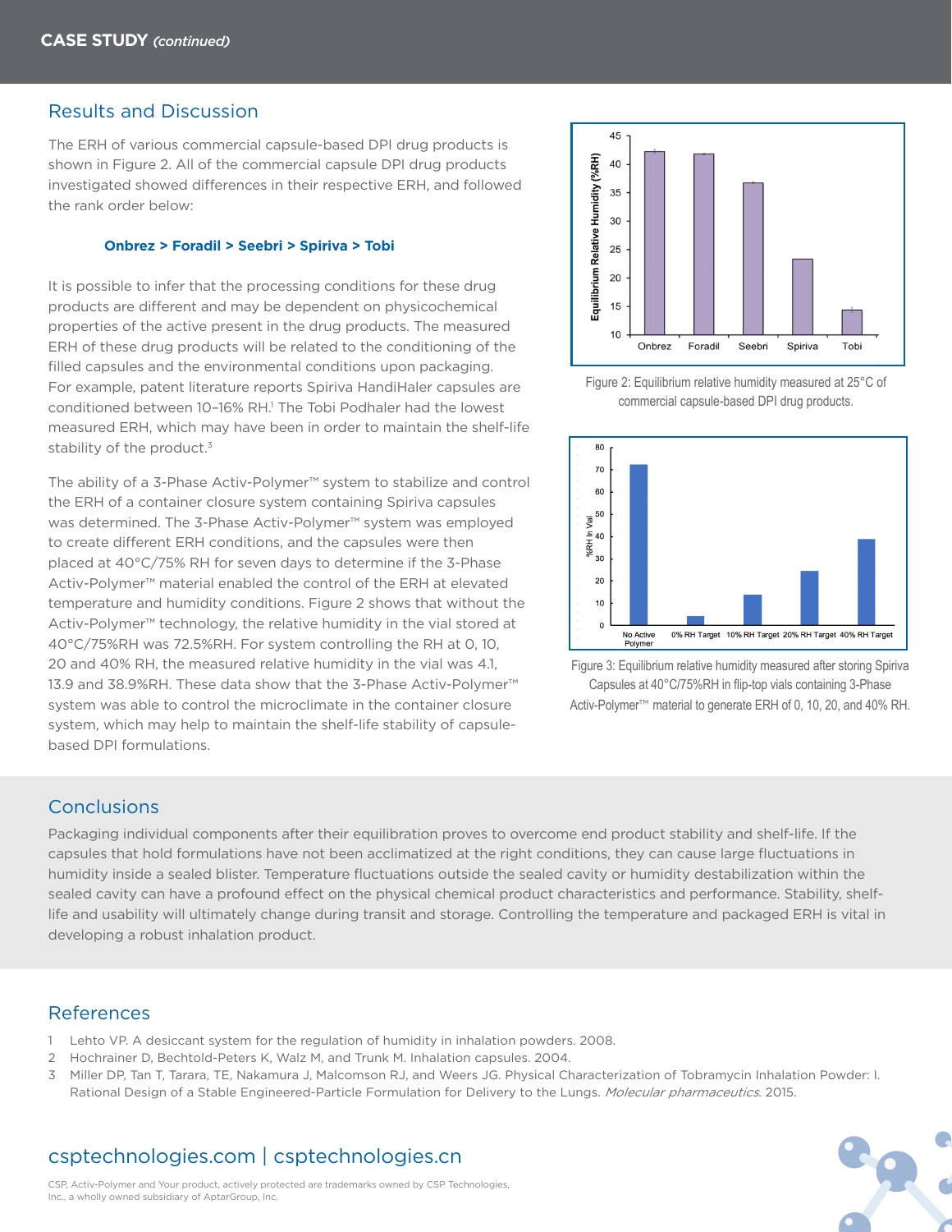## Results and Discussion

The ERH of various commercial capsule-based DPI drug products is shown in Figure 2. All of the commercial capsule DPI drug products investigated showed differences in their respective ERH, and followed the rank order below:

**Onbrez > Foradil > Seebri > Spiriva > Tobi**

It is possible to infer that the processing conditions for these drug products are different and may be dependent on physicochemical properties of the active present in the drug products. The measured ERH of these drug products will be related to the conditioning of the filled capsules and the environmental conditions upon packaging. For example, patent literature reports Spiriva HandiHaler capsules are conditioned between 10–16% RH.[1] The Tobi Podhaler had the lowest measured ERH, which may have been in order to maintain the shelf-life stability of the product.[3]

The ability of a 3-Phase Activ-Polymer™ system to stabilize and control the ERH of a container closure system containing Spiriva capsules was determined. The 3-Phase Activ-Polymer™ system was employed to create different ERH conditions, and the capsules were then placed at 40°C/75% RH for seven days to determine if the 3-Phase Activ-Polymer™ material enabled the control of the ERH at elevated temperature and humidity conditions. Figure 2 shows that without the Activ-Polymer™ technology, the relative humidity in the vial stored at 40°C/75%RH was 72.5%RH. For system controlling the RH at 0, 10, 20 and 40% RH, the measured relative humidity in the vial was 4.1, 13.9 and 38.9%RH. These data show that the 3-Phase Activ-Polymer™ system was able to control the microclimate in the container closure system, which may help to maintain the shelf-life stability of capsule-based DPI formulations.

Equilibrium Relative Humidity (%RH)
45
40
35
30
25
20
15
10
Onbrez Foradil Seebri Spiriva Tobi

Figure 2: Equilibrium relative humidity measured at 25°C of commercial capsule-based DPI drug products.

%RH In Vial
80
70
60
50
40
30
20
10
0
No Active Polymer
0% RH Target
10% RH Target
20% RH Target
40% RH Target

Figure 3: Equilibrium relative humidity measured after storing Spiriva Capsules at 40°C/75%RH in flip-top vials containing 3-Phase Activ-Polymer™ material to generate ERH of 0, 10, 20, and 40% RH.

## Conclusions

Packaging individual components after their equilibration proves to overcome end product stability and shelf-life. If the capsules that hold formulations have not been acclimatized at the right conditions, they can cause large fluctuations in humidity inside a sealed blister. Temperature fluctuations outside the sealed cavity or humidity destabilization within the sealed cavity can have a profound effect on the physical chemical product characteristics and performance. Stability, shelf-life and usability will ultimately change during transit and storage. Controlling the temperature and packaged ERH is vital in developing a robust inhalation product.

## References

1. Lehto VP. A desiccant system for the regulation of humidity in inhalation powders. 2008.
2. Hochrainer D, Bechtold-Peters K, Walz M, and Trunk M. Inhalation capsules. 2004.
3. Miller DP, Tan T, Tarara, TE, Nakamura J, Malcomson RJ, and Weers JG. Physical Characterization of Tobramycin Inhalation Powder: I. Rational Design of a Stable Engineered-Particle Formulation for Delivery to the Lungs. *Molecular pharmaceutics.* 2015.

csptechnologies.com | csptechnologies.cn

CSP, Activ-Polymer and Your product, actively protected are trademarks owned by CSP Technologies, Inc., a wholly owned subsidiary of AptarGroup, Inc.